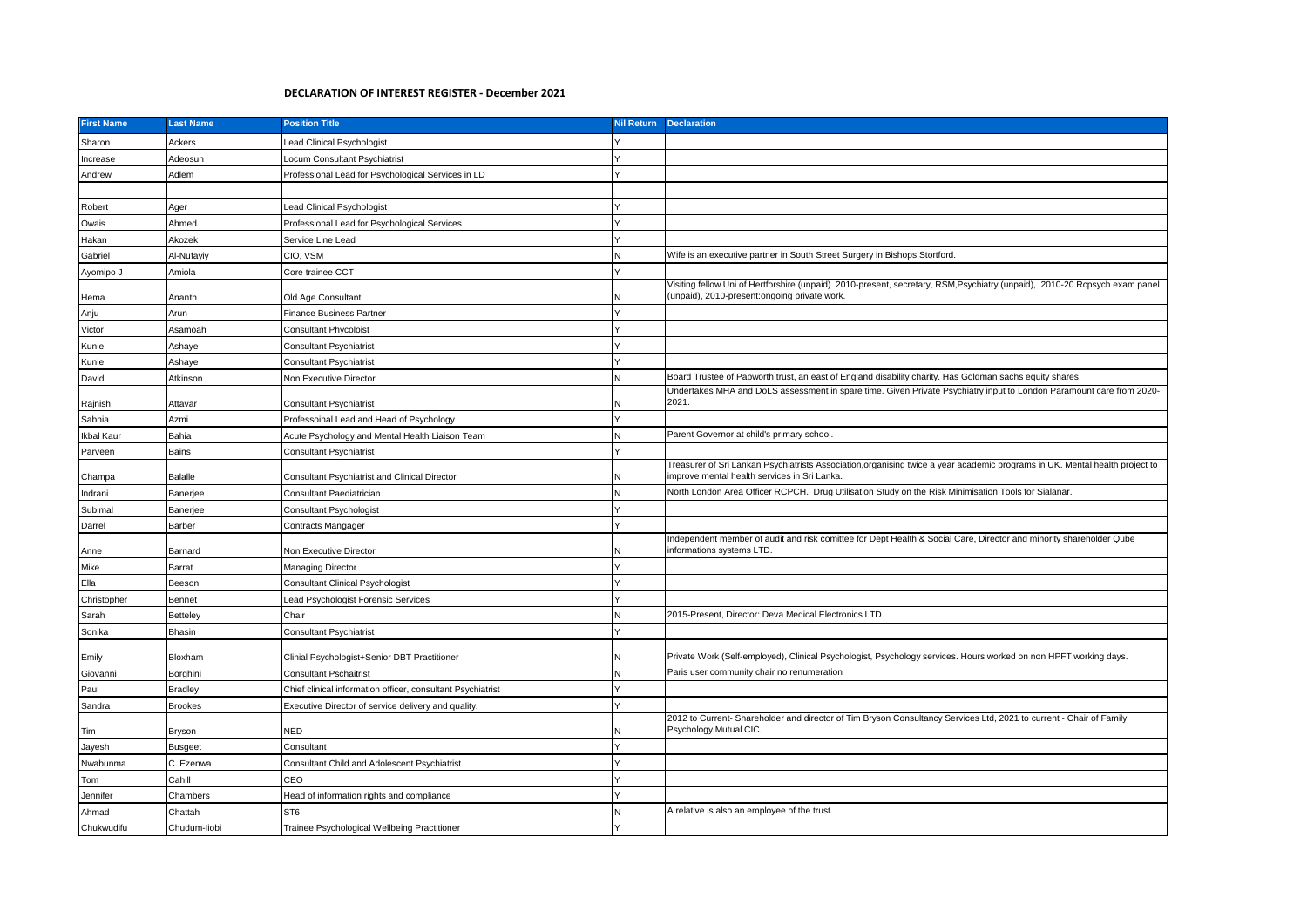# DECLARATION OF INTEREST REGISTER - December 2021

| First Name | Last Name | Position Title | Nil Return | Declaration |
|---|---|---|---|---|
| Sharon | Ackers | Lead Clinical Psychologist | Y | |
| Increase | Adeosun | Locum Consultant Psychiatrist | Y | |
| Andrew | Adlem | Professional Lead for Psychological Services in LD | Y | |
| | | | | |
| Robert | Ager | Lead Clinical Psychologist | Y | |
| Owais | Ahmed | Professional Lead for Psychological Services | Y | |
| Hakan | Akozek | Service Line Lead | Y | |
| Gabriel | Al-Nufayiy | CIO, VSM | N | Wife is an executive partner in South Street Surgery in Bishops Stortford. |
| Ayomipo J | Amiola | Core trainee CCT | Y | |
| Hema | Ananth | Old Age Consultant | N | Visiting fellow Uni of Hertforshire (unpaid). 2010-present, secretary, RSM,Psychiatry (unpaid), 2010-20 Rcpsych exam panel (unpaid), 2010-present:ongoing private work. |
| Anju | Arun | Finance Business Partner | Y | |
| Victor | Asamoah | Consultant Phycoloist | Y | |
| Kunle | Ashaye | Consultant Psychiatrist | Y | |
| Kunle | Ashaye | Consultant Psychiatrist | Y | |
| David | Atkinson | Non Executive Director | N | Board Trustee of Papworth trust, an east of England disability charity. Has Goldman sachs equity shares. |
| Rajnish | Attavar | Consultant Psychiatrist | N | Undertakes MHA and DoLS assessment in spare time. Given Private Psychiatry input to London Paramount care from 2020-2021. |
| Sabhia | Azmi | Professoinal Lead and Head of Psychology | Y | |
| Ikbal Kaur | Bahia | Acute Psychology and Mental Health Liaison Team | N | Parent Governor at child's primary school. |
| Parveen | Bains | Consultant Psychiatrist | Y | |
| Champa | Balalle | Consultant Psychiatrist and Clinical Director | N | Treasurer of Sri Lankan Psychiatrists Association,organising twice a year academic programs in UK. Mental health project to improve mental health services in Sri Lanka. |
| Indrani | Banerjee | Consultant Paediatrician | N | North London Area Officer RCPCH. Drug Utilisation Study on the Risk Minimisation Tools for Sialanar. |
| Subimal | Banerjee | Consultant Psychologist | Y | |
| Darrel | Barber | Contracts Mangager | Y | |
| Anne | Barnard | Non Executive Director | N | Independent member of audit and risk comittee for Dept Health & Social Care, Director and minority shareholder Qube informations systems LTD. |
| Mike | Barrat | Managing Director | Y | |
| Ella | Beeson | Consultant Clinical Psychologist | Y | |
| Christopher | Bennet | Lead Psychologist Forensic Services | Y | |
| Sarah | Betteley | Chair | N | 2015-Present, Director: Deva Medical Electronics LTD. |
| Sonika | Bhasin | Consultant Psychiatrist | Y | |
| Emily | Bloxham | Clinial Psychologist+Senior DBT Practitioner | N | Private Work (Self-employed), Clinical Psychologist, Psychology services. Hours worked on non HPFT working days. |
| Giovanni | Borghini | Consultant Pschaitrist | N | Paris user community chair no renumeration |
| Paul | Bradley | Chief clinical information officer, consultant Psychiatrist | Y | |
| Sandra | Brookes | Executive Director of service delivery and quality. | Y | |
| Tim | Bryson | NED | N | 2012 to Current- Shareholder and director of Tim Bryson Consultancy Services Ltd, 2021 to current - Chair of Family Psychology Mutual CIC. |
| Jayesh | Busgeet | Consultant | Y | |
| Nwabunma | C. Ezenwa | Consultant Child and Adolescent Psychiatrist | Y | |
| Tom | Cahill | CEO | Y | |
| Jennifer | Chambers | Head of information rights and compliance | Y | |
| Ahmad | Chattah | ST6 | N | A relative is also an employee of the trust. |
| Chukwudifu | Chudum-liobi | Trainee Psychological Wellbeing Practitioner | Y | |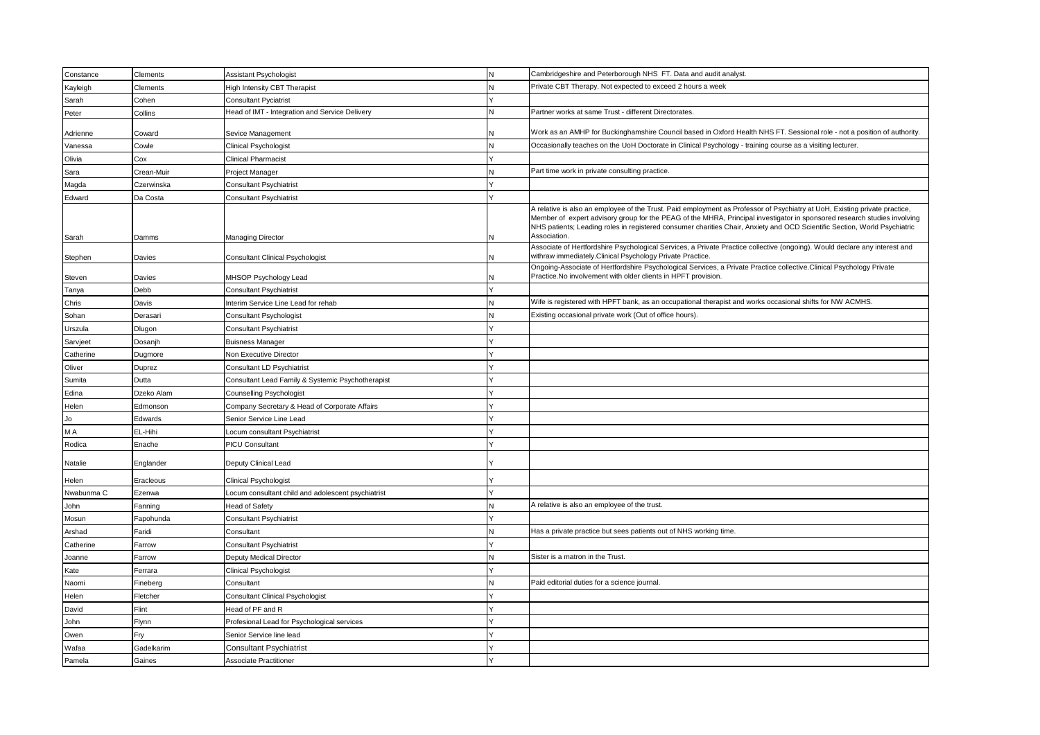| Constance | Clements | Assistant Psychologist | N | Cambridgeshire and Peterborough NHS FT. Data and audit analyst. |
|---|---|---|---|---|
| Kayleigh | Clements | High Intensity CBT Therapist | N | Private CBT Therapy. Not expected to exceed 2 hours a week |
| Sarah | Cohen | Consultant Pyciatrist | Y | |
| Peter | Collins | Head of IMT - Integration and Service Delivery | N | Partner works at same Trust - different Directorates. |
| Adrienne | Coward | Sevice Management | N | Work as an AMHP for Buckinghamshire Council based in Oxford Health NHS FT. Sessional role - not a position of authority. |
| Vanessa | Cowle | Clinical Psychologist | N | Occasionally teaches on the UoH Doctorate in Clinical Psychology - training course as a visiting lecturer. |
| Olivia | Cox | Clinical Pharmacist | Y | |
| Sara | Crean-Muir | Project Manager | N | Part time work in private consulting practice. |
| Magda | Czerwinska | Consultant Psychiatrist | Y | |
| Edward | Da Costa | Consultant Psychiatrist | Y | |
| Sarah | Damms | Managing Director | N | A relative is also an employee of the Trust. Paid employment as Professor of Psychiatry at UoH, Existing private practice, Member of expert advisory group for the PEAG of the MHRA, Principal investigator in sponsored research studies involving NHS patients; Leading roles in registered consumer charities Chair, Anxiety and OCD Scientific Section, World Psychiatric Association. |
| Stephen | Davies | Consultant Clinical Psychologist | N | Associate of Hertfordshire Psychological Services, a Private Practice collective (ongoing). Would declare any interest and withdraw immediately.Clinical Psychology Private Practice. |
| Steven | Davies | MHSOP Psychology Lead | N | Ongoing-Associate of Hertfordshire Psychological Services, a Private Practice collective.Clinical Psychology Private Practice.No involvement with older clients in HPFT provision. |
| Tanya | Debb | Consultant Psychiatrist | Y | |
| Chris | Davis | Interim Service Line Lead for rehab | N | Wife is registered with HPFT bank, as an occupational therapist and works occasional shifts for NW ACMHS. |
| Sohan | Derasari | Consultant Psychologist | N | Existing occasional private work (Out of office hours). |
| Urszula | Dlugon | Consultant Psychiatrist | Y | |
| Sarvjeet | Dosanjh | Buisness Manager | Y | |
| Catherine | Dugmore | Non Executive Director | Y | |
| Oliver | Duprez | Consultant LD Psychiatrist | Y | |
| Sumita | Dutta | Consultant Lead Family & Systemic Psychotherapist | Y | |
| Edina | Dzeko Alam | Counselling Psychologist | Y | |
| Helen | Edmonson | Company Secretary & Head of Corporate Affairs | Y | |
| Jo | Edwards | Senior Service Line Lead | Y | |
| M A | EL-Hihi | Locum consultant Psychiatrist | Y | |
| Rodica | Enache | PICU Consultant | Y | |
| Natalie | Englander | Deputy Clinical Lead | Y | |
| Helen | Eracleous | Clinical Psychologist | Y | |
| Nwabunma C | Ezenwa | Locum consultant child and adolescent psychiatrist | Y | |
| John | Fanning | Head of Safety | N | A relative is also an employee of the trust. |
| Mosun | Fapohunda | Consultant Psychiatrist | Y | |
| Arshad | Faridi | Consultant | N | Has a private practice but sees patients out of NHS working time. |
| Catherine | Farrow | Consultant Psychiatrist | Y | |
| Joanne | Farrow | Deputy Medical Director | N | Sister is a matron in the Trust. |
| Kate | Ferrara | Clinical Psychologist | Y | |
| Naomi | Fineberg | Consultant | N | Paid editorial duties for a science journal. |
| Helen | Fletcher | Consultant Clinical Psychologist | Y | |
| David | Flint | Head of PF and R | Y | |
| John | Flynn | Profesional Lead for Psychological services | Y | |
| Owen | Fry | Senior Service line lead | Y | |
| Wafaa | Gadelkarim | Consultant Psychiatrist | Y | |
| Pamela | Gaines | Associate Practitioner | Y | |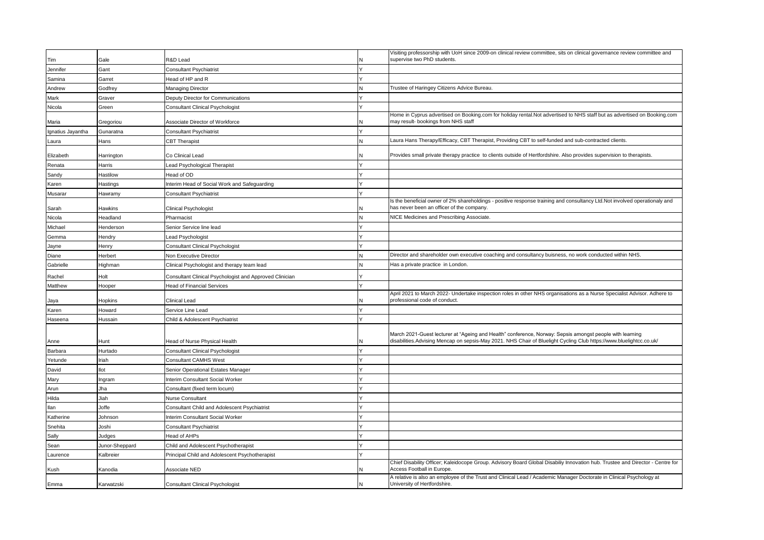| | | | | |
|---|---|---|---|---|
| Tim | Gale | R&D Lead | N | Visiting professorship with UoH since 2009-on clinical review committee, sits on clinical governance review committee and supervise two PhD students. |
| Jennifer | Gant | Consultant Psychiatrist | Y | |
| Samina | Garret | Head of HP and R | Y | |
| Andrew | Godfrey | Managing Director | N | Trustee of Haringey Citizens Advice Bureau. |
| Mark | Graver | Deputy Director for Communications | Y | |
| Nicola | Green | Consultant Clinical Psychologist | Y | |
| Maria | Gregoriou | Associate Director of Workforce | N | Home in Cyprus advertised on Booking.com for holiday rental.Not advertised to NHS staff but as advertised on Booking.com may result- bookings from NHS staff |
| Ignatius Jayantha | Gunaratna | Consultant Psychiatrist | Y | |
| Laura | Hans | CBT Therapist | N | Laura Hans Therapy/Efficacy, CBT Therapist, Providing CBT to self-funded and sub-contracted clients. |
| Elizabeth | Harrington | Co Clinical Lead | N | Provides small private therapy practice to clients outside of Hertfordshire. Also provides supervision to therapists. |
| Renata | Harris | Lead Psychological Therapist | Y | |
| Sandy | Hastilow | Head of OD | Y | |
| Karen | Hastings | Interim Head of Social Work and Safeguarding | Y | |
| Musarar | Hawramy | Consultant Psychiatrist | Y | |
| Sarah | Hawkins | Clinical Psychologist | N | Is the beneficial owner of 2% shareholdings - positive response training and consultancy Ltd.Not involved operationaly and has never been an officer of the company. |
| Nicola | Headland | Pharmacist | N | NICE Medicines and Prescribing Associate. |
| Michael | Henderson | Senior Service line lead | Y | |
| Gemma | Hendry | Lead Psychologist | Y | |
| Jayne | Henry | Consultant Clinical Psychologist | Y | |
| Diane | Herbert | Non Executive Director | N | Director and shareholder own executive coaching and consultancy buisness, no work conducted within NHS. |
| Gabrielle | Highman | Clinical Psychologist and therapy team lead | N | Has a private practice in London. |
| Rachel | Holt | Consultant Clinical Psychologist and Approved Clinician | Y | |
| Matthew | Hooper | Head of Financial Services | Y | |
| Jaya | Hopkins | Clinical Lead | N | April 2021 to March 2022- Undertake inspection roles in other NHS organisations as a Nurse Specialist Advisor. Adhere to professional code of conduct. |
| Karen | Howard | Service Line Lead | Y | |
| Haseena | Hussain | Child & Adolescent Psychiatrist | Y | |
| Anne | Hunt | Head of Nurse Physical Health | N | March 2021-Guest lecturer at "Ageing and Health" conference, Norway: Sepsis amongst people with learning disabilities.Advising Mencap on sepsis-May 2021. NHS Chair of Bluelight Cycling Club https://www.bluelightcc.co.uk/ |
| Barbara | Hurtado | Consultant Clinical Psychologist | Y | |
| Yetunde | Iriah | Consultant CAMHS West | Y | |
| David | Ilot | Senior Operational Estates Manager | Y | |
| Mary | Ingram | Interim Consultant Social Worker | Y | |
| Arun | Jha | Consultant (fixed term locum) | Y | |
| Hilda | Jiah | Nurse Consultant | Y | |
| Ilan | Joffe | Consultant Child and Adolescent Psychiatrist | Y | |
| Katherine | Johnson | Interim Consultant Social Worker | Y | |
| Snehita | Joshi | Consultant Psychiatrist | Y | |
| Sally | Judges | Head of AHPs | Y | |
| Sean | Junor-Sheppard | Child and Adolescent Psychotherapist | Y | |
| Laurence | Kalbreier | Principal Child and Adolescent Psychotherapist | Y | |
| Kush | Kanodia | Associate NED | N | Chief Disability Officer; Kaleidocope Group. Advisory Board Global Disabiliy Innovation hub. Trustee and Director - Centre for Access Football in Europe. |
| Emma | Karwatzski | Consultant Clinical Psychologist | N | A relative is also an employee of the Trust and Clinical Lead / Academic Manager Doctorate in Clinical Psychology at University of Hertfordshire. |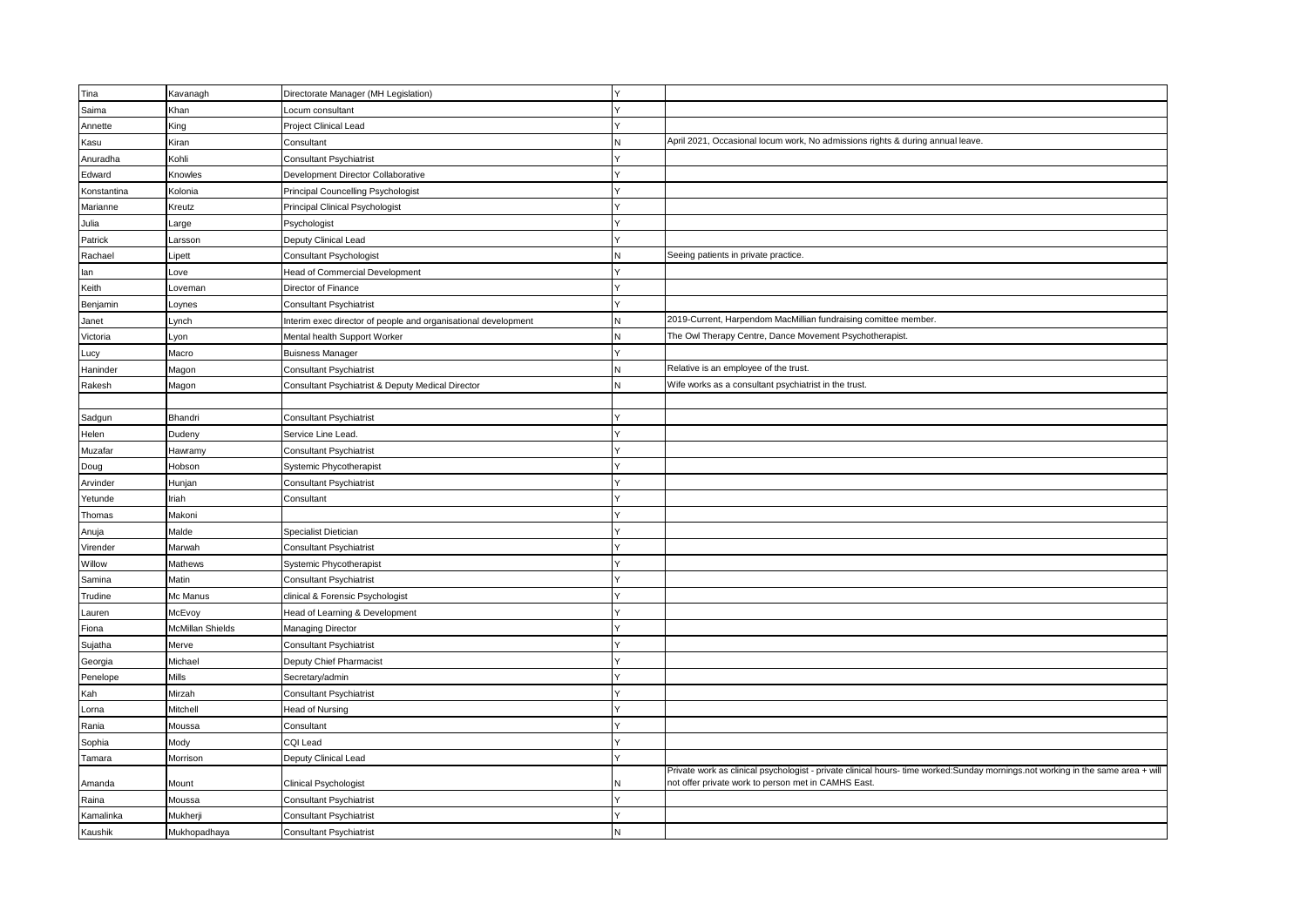| | | | | |
|---|---|---|---|---|
| Tina | Kavanagh | Directorate Manager (MH Legislation) | Y | |
| Saima | Khan | Locum consultant | Y | |
| Annette | King | Project Clinical Lead | Y | |
| Kasu | Kiran | Consultant | N | April 2021, Occasional locum work, No admissions rights & during annual leave. |
| Anuradha | Kohli | Consultant Psychiatrist | Y | |
| Edward | Knowles | Development Director Collaborative | Y | |
| Konstantina | Kolonia | Principal Councelling Psychologist | Y | |
| Marianne | Kreutz | Principal Clinical Psychologist | Y | |
| Julia | Large | Psychologist | Y | |
| Patrick | Larsson | Deputy Clinical Lead | Y | |
| Rachael | Lipett | Consultant Psychologist | N | Seeing patients in private practice. |
| Ian | Love | Head of Commercial Development | Y | |
| Keith | Loveman | Director of Finance | Y | |
| Benjamin | Loynes | Consultant Psychiatrist | Y | |
| Janet | Lynch | Interim exec director of people and organisational development | N | 2019-Current, Harpendom MacMillian fundraising comittee member. |
| Victoria | Lyon | Mental health Support Worker | N | The Owl Therapy Centre, Dance Movement Psychotherapist. |
| Lucy | Macro | Buisness Manager | Y | |
| Haninder | Magon | Consultant Psychiatrist | N | Relative is an employee of the trust. |
| Rakesh | Magon | Consultant Psychiatrist & Deputy Medical Director | N | Wife works as a consultant psychiatrist in the trust. |
| | | | | |
| Sadgun | Bhandri | Consultant Psychiatrist | Y | |
| Helen | Dudeny | Service Line Lead. | Y | |
| Muzafar | Hawramy | Consultant Psychiatrist | Y | |
| Doug | Hobson | Systemic Phycotherapist | Y | |
| Arvinder | Hunjan | Consultant Psychiatrist | Y | |
| Yetunde | Iriah | Consultant | Y | |
| Thomas | Makoni | | Y | |
| Anuja | Malde | Specialist Dietician | Y | |
| Virender | Marwah | Consultant Psychiatrist | Y | |
| Willow | Mathews | Systemic Phycotherapist | Y | |
| Samina | Matin | Consultant Psychiatrist | Y | |
| Trudine | Mc Manus | clinical & Forensic Psychologist | Y | |
| Lauren | McEvoy | Head of Learning & Development | Y | |
| Fiona | McMillan Shields | Managing Director | Y | |
| Sujatha | Merve | Consultant Psychiatrist | Y | |
| Georgia | Michael | Deputy Chief Pharmacist | Y | |
| Penelope | Mills | Secretary/admin | Y | |
| Kah | Mirzah | Consultant Psychiatrist | Y | |
| Lorna | Mitchell | Head of Nursing | Y | |
| Rania | Moussa | Consultant | Y | |
| Sophia | Mody | CQI Lead | Y | |
| Tamara | Morrison | Deputy Clinical Lead | Y | |
| Amanda | Mount | Clinical Psychologist | N | Private work as clinical psychologist - private clinical hours- time worked:Sunday mornings.not working in the same area + will not offer private work to person met in CAMHS East. |
| Raina | Moussa | Consultant Psychiatrist | Y | |
| Kamalinka | Mukherji | Consultant Psychiatrist | Y | |
| Kaushik | Mukhopadhaya | Consultant Psychiatrist | N | |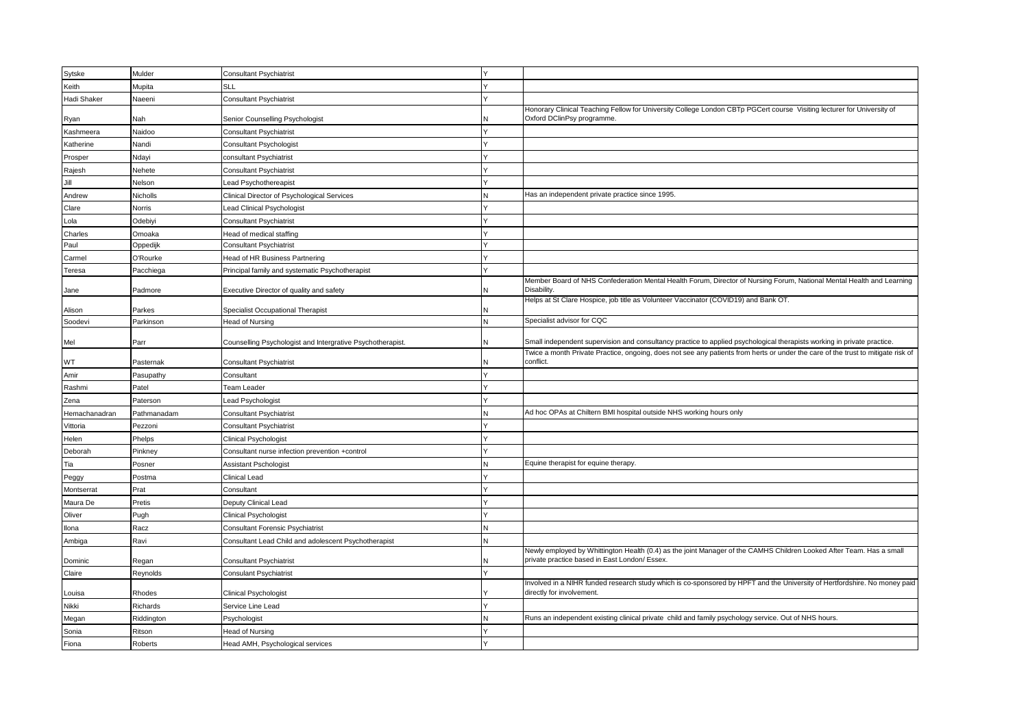| | | | | |
|---|---|---|---|---|
| Sytske | Mulder | Consultant Psychiatrist | Y | |
| Keith | Mupita | SLL | Y | |
| Hadi Shaker | Naeeni | Consultant Psychiatrist | Y | |
| Ryan | Nah | Senior Counselling Psychologist | N | Honorary Clinical Teaching Fellow for University College London CBTp PGCert course Visiting lecturer for University of Oxford DClinPsy programme. |
| Kashmeera | Naidoo | Consultant Psychiatrist | Y | |
| Katherine | Nandi | Consultant Psychologist | Y | |
| Prosper | Ndayi | consultant Psychiatrist | Y | |
| Rajesh | Nehete | Consultant Psychiatrist | Y | |
| Jill | Nelson | Lead Psychothereapist | Y | |
| Andrew | Nicholls | Clinical Director of Psychological Services | N | Has an independent private practice since 1995. |
| Clare | Norris | Lead Clinical Psychologist | Y | |
| Lola | Odebiyi | Consultant Psychiatrist | Y | |
| Charles | Omoaka | Head of medical staffing | Y | |
| Paul | Oppedijk | Consultant Psychiatrist | Y | |
| Carmel | O'Rourke | Head of HR Business Partnering | Y | |
| Teresa | Pacchiega | Principal family and systematic Psychotherapist | Y | |
| Jane | Padmore | Executive Director of quality and safety | N | Member Board of NHS Confederation Mental Health Forum, Director of Nursing Forum, National Mental Health and Learning Disability. |
| Alison | Parkes | Specialist Occupational Therapist | N | Helps at St Clare Hospice, job title as Volunteer Vaccinator (COVID19) and Bank OT. |
| Soodevi | Parkinson | Head of Nursing | N | Specialist advisor for CQC |
| Mel | Parr | Counselling Psychologist and Intergrative Psychotherapist. | N | Small independent supervision and consultancy practice to applied psychological therapists working in private practice. |
| WT | Pasternak | Consultant Psychiatrist | N | Twice a month Private Practice, ongoing, does not see any patients from herts or under the care of the trust to mitigate risk of conflict. |
| Amir | Pasupathy | Consultant | Y | |
| Rashmi | Patel | Team Leader | Y | |
| Zena | Paterson | Lead Psychologist | Y | |
| Hemachanadran | Pathmanadam | Consultant Psychiatrist | N | Ad hoc OPAs at Chiltern BMI hospital outside NHS working hours only |
| Vittoria | Pezzoni | Consultant Psychiatrist | Y | |
| Helen | Phelps | Clinical Psychologist | Y | |
| Deborah | Pinkney | Consultant nurse infection prevention +control | Y | |
| Tia | Posner | Assistant Pschologist | N | Equine therapist for equine therapy. |
| Peggy | Postma | Clinical Lead | Y | |
| Montserrat | Prat | Consultant | Y | |
| Maura De | Pretis | Deputy Clinical Lead | Y | |
| Oliver | Pugh | Clinical Psychologist | Y | |
| Ilona | Racz | Consultant Forensic Psychiatrist | N | |
| Ambiga | Ravi | Consultant Lead Child and adolescent Psychotherapist | N | |
| Dominic | Regan | Consultant Psychiatrist | N | Newly employed by Whittington Health (0.4) as the joint Manager of the CAMHS Children Looked After Team. Has a small private practice based in East London/ Essex. |
| Claire | Reynolds | Consulant Psychiatrist | Y | |
| Louisa | Rhodes | Clinical Psychologist | Y | Involved in a NIHR funded research study which is co-sponsored by HPFT and the University of Hertfordshire. No money paid directly for involvement. |
| Nikki | Richards | Service Line Lead | Y | |
| Megan | Riddington | Psychologist | N | Runs an independent existing clinical private child and family psychology service. Out of NHS hours. |
| Sonia | Ritson | Head of Nursing | Y | |
| Fiona | Roberts | Head AMH, Psychological services | Y | |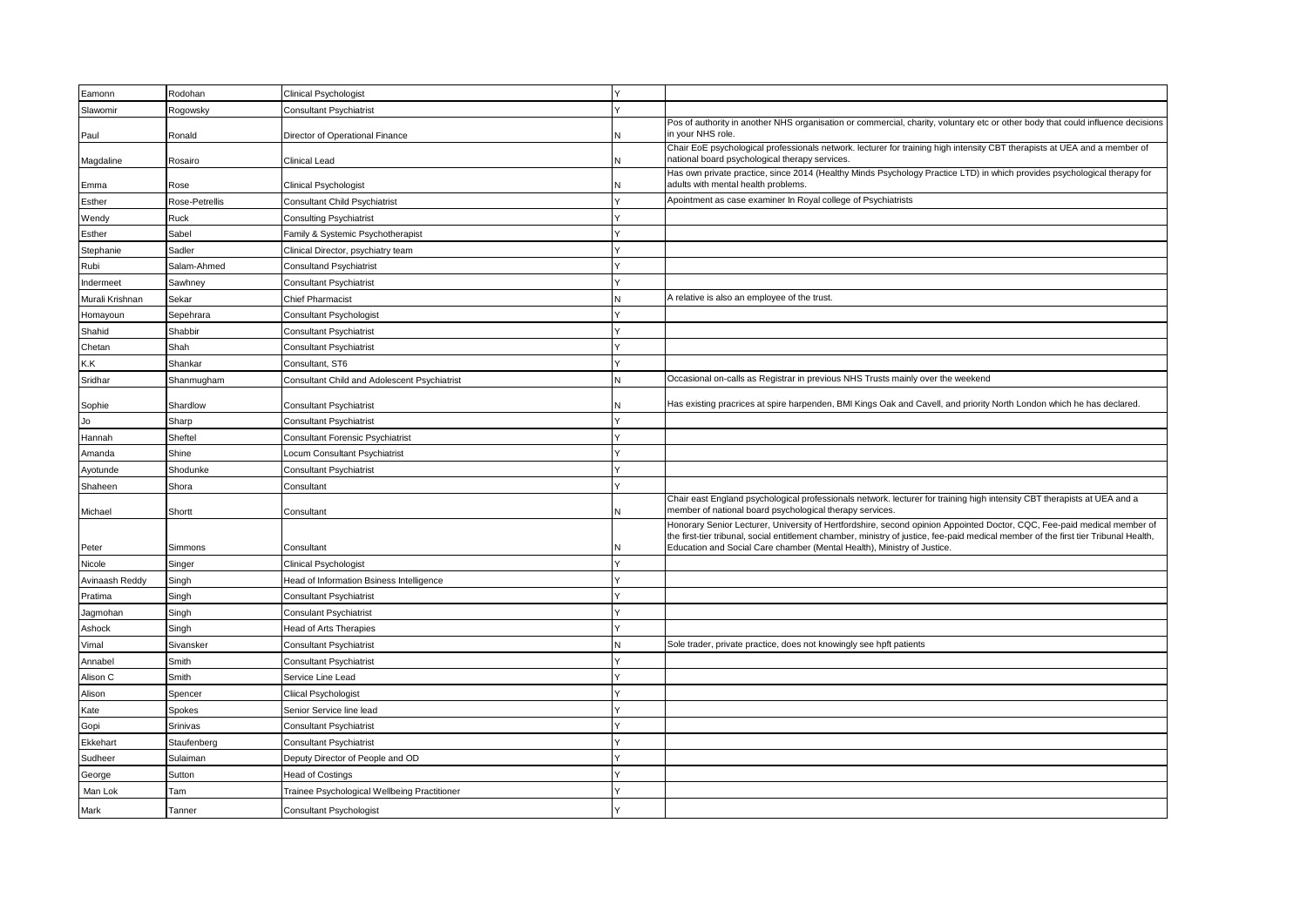| | | | | |
|---|---|---|---|---|
| Eamonn | Rodohan | Clinical Psychologist | Y | |
| Slawomir | Rogowsky | Consultant Psychiatrist | Y | |
| Paul | Ronald | Director of Operational Finance | N | Pos of authority in another NHS organisation or commercial, charity, voluntary etc or other body that could influence decisions in your NHS role. |
| Magdaline | Rosairo | Clinical Lead | N | Chair EoE psychological professionals network. lecturer for training high intensity CBT therapists at UEA and a member of national board psychological therapy services. |
| Emma | Rose | Clinical Psychologist | N | Has own private practice, since 2014 (Healthy Minds Psychology Practice LTD) in which provides psychological therapy for adults with mental health problems. |
| Esther | Rose-Petrellis | Consultant Child Psychiatrist | Y | Apointment as case examiner In Royal college of Psychiatrists |
| Wendy | Ruck | Consulting Psychiatrist | Y | |
| Esther | Sabel | Family & Systemic Psychotherapist | Y | |
| Stephanie | Sadler | Clinical Director, psychiatry team | Y | |
| Rubi | Salam-Ahmed | Consultand Psychiatrist | Y | |
| Indermeet | Sawhney | Consultant Psychiatrist | Y | |
| Murali Krishnan | Sekar | Chief Pharmacist | N | A relative is also an employee of the trust. |
| Homayoun | Sepehrara | Consultant Psychologist | Y | |
| Shahid | Shabbir | Consultant Psychiatrist | Y | |
| Chetan | Shah | Consultant Psychiatrist | Y | |
| K.K | Shankar | Consultant, ST6 | Y | |
| Sridhar | Shanmugham | Consultant Child and Adolescent Psychiatrist | N | Occasional on-calls as Registrar in previous NHS Trusts mainly over the weekend |
| Sophie | Shardlow | Consultant Psychiatrist | N | Has existing pracrices at spire harpenden, BMI Kings Oak and Cavell, and priority North London which he has declared. |
| Jo | Sharp | Consultant Psychiatrist | Y | |
| Hannah | Sheftel | Consultant Forensic Psychiatrist | Y | |
| Amanda | Shine | Locum Consultant Psychiatrist | Y | |
| Ayotunde | Shodunke | Consultant Psychiatrist | Y | |
| Shaheen | Shora | Consultant | Y | |
| Michael | Shortt | Consultant | N | Chair east England psychological professionals network. lecturer for training high intensity CBT therapists at UEA and a member of national board psychological therapy services. |
| Peter | Simmons | Consultant | N | Honorary Senior Lecturer, University of Hertfordshire, second opinion Appointed Doctor, CQC, Fee-paid medical member of the first-tier tribunal, social entitlement chamber, ministry of justice, fee-paid medical member of the first tier Tribunal Health, Education and Social Care chamber (Mental Health), Ministry of Justice. |
| Nicole | Singer | Clinical Psychologist | Y | |
| Avinaash Reddy | Singh | Head of Information Bsiness Intelligence | Y | |
| Pratima | Singh | Consultant Psychiatrist | Y | |
| Jagmohan | Singh | Consulant Psychiatrist | Y | |
| Ashock | Singh | Head of Arts Therapies | Y | |
| Vimal | Sivansker | Consultant Psychiatrist | N | Sole trader, private practice, does not knowingly see hpft patients |
| Annabel | Smith | Consultant Psychiatrist | Y | |
| Alison C | Smith | Service Line Lead | Y | |
| Alison | Spencer | Cliical Psychologist | Y | |
| Kate | Spokes | Senior Service line lead | Y | |
| Gopi | Srinivas | Consultant Psychiatrist | Y | |
| Ekkehart | Staufenberg | Consultant Psychiatrist | Y | |
| Sudheer | Sulaiman | Deputy Director of People and OD | Y | |
| George | Sutton | Head of Costings | Y | |
| Man Lok | Tam | Trainee Psychological Wellbeing Practitioner | Y | |
| Mark | Tanner | Consultant Psychologist | Y | |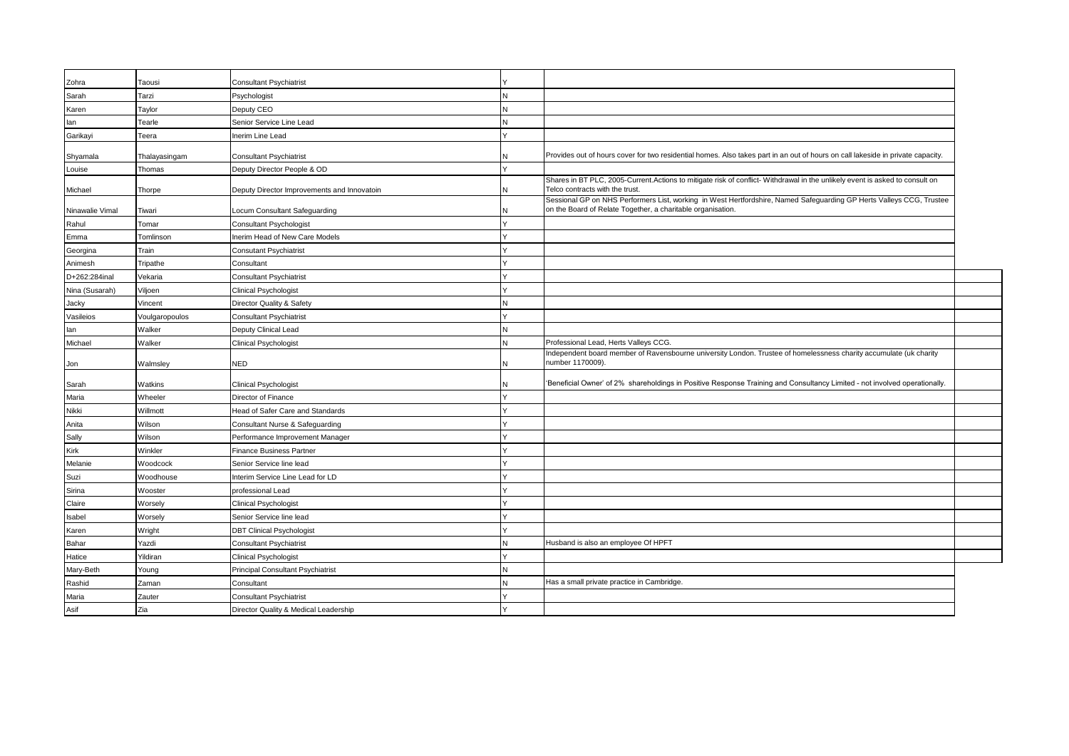| | | | | |
|---|---|---|---|---|
| Zohra | Taousi | Consultant Psychiatrist | Y | |
| Sarah | Tarzi | Psychologist | N | |
| Karen | Taylor | Deputy CEO | N | |
| Ian | Tearle | Senior Service Line Lead | N | |
| Garikayi | Teera | Inerim Line Lead | Y | |
| Shyamala | Thalayasingam | Consultant Psychiatrist | N | Provides out of hours cover for two residential homes. Also takes part in an out of hours on call lakeside in private capacity. |
| Louise | Thomas | Deputy Director People & OD | Y | |
| Michael | Thorpe | Deputy Director Improvements and Innovatoin | N | Shares in BT PLC, 2005-Current.Actions to mitigate risk of conflict- Withdrawal in the unlikely event is asked to consult on Telco contracts with the trust. |
| Ninawalie Vimal | Tiwari | Locum Consultant Safeguarding | N | Sessional GP on NHS Performers List, working in West Hertfordshire, Named Safeguarding GP Herts Valleys CCG, Trustee on the Board of Relate Together, a charitable organisation. |
| Rahul | Tomar | Consultant Psychologist | Y | |
| Emma | Tomlinson | Inerim Head of New Care Models | Y | |
| Georgina | Train | Consutant Psychiatrist | Y | |
| Animesh | Tripathe | Consultant | Y | |
| D+262:284inal | Vekaria | Consultant Psychiatrist | Y | |
| Nina (Susarah) | Viljoen | Clinical Psychologist | Y | |
| Jacky | Vincent | Director Quality & Safety | N | |
| Vasileios | Voulgaropoulos | Consultant Psychiatrist | Y | |
| Ian | Walker | Deputy Clinical Lead | N | |
| Michael | Walker | Clinical Psychologist | N | Professional Lead, Herts Valleys CCG. |
| Jon | Walmsley | NED | N | Independent board member of Ravensbourne university London. Trustee of homelessness charity accumulate (uk charity number 1170009). |
| Sarah | Watkins | Clinical Psychologist | N | 'Beneficial Owner' of 2% shareholdings in Positive Response Training and Consultancy Limited - not involved operationally. |
| Maria | Wheeler | Director of Finance | Y | |
| Nikki | Willmott | Head of Safer Care and Standards | Y | |
| Anita | Wilson | Consultant Nurse & Safeguarding | Y | |
| Sally | Wilson | Performance Improvement Manager | Y | |
| Kirk | Winkler | Finance Business Partner | Y | |
| Melanie | Woodcock | Senior Service line lead | Y | |
| Suzi | Woodhouse | Interim Service Line Lead for LD | Y | |
| Sirina | Wooster | professional Lead | Y | |
| Claire | Worsely | Clinical Psychologist | Y | |
| Isabel | Worsely | Senior Service line lead | Y | |
| Karen | Wright | DBT Clinical Psychologist | Y | |
| Bahar | Yazdi | Consultant Psychiatrist | N | Husband is also an employee Of HPFT |
| Hatice | Yildiran | Clinical Psychologist | Y | |
| Mary-Beth | Young | Principal Consultant Psychiatrist | N | |
| Rashid | Zaman | Consultant | N | Has a small private practice in Cambridge. |
| Maria | Zauter | Consultant Psychiatrist | Y | |
| Asif | Zia | Director Quality & Medical Leadership | Y | |